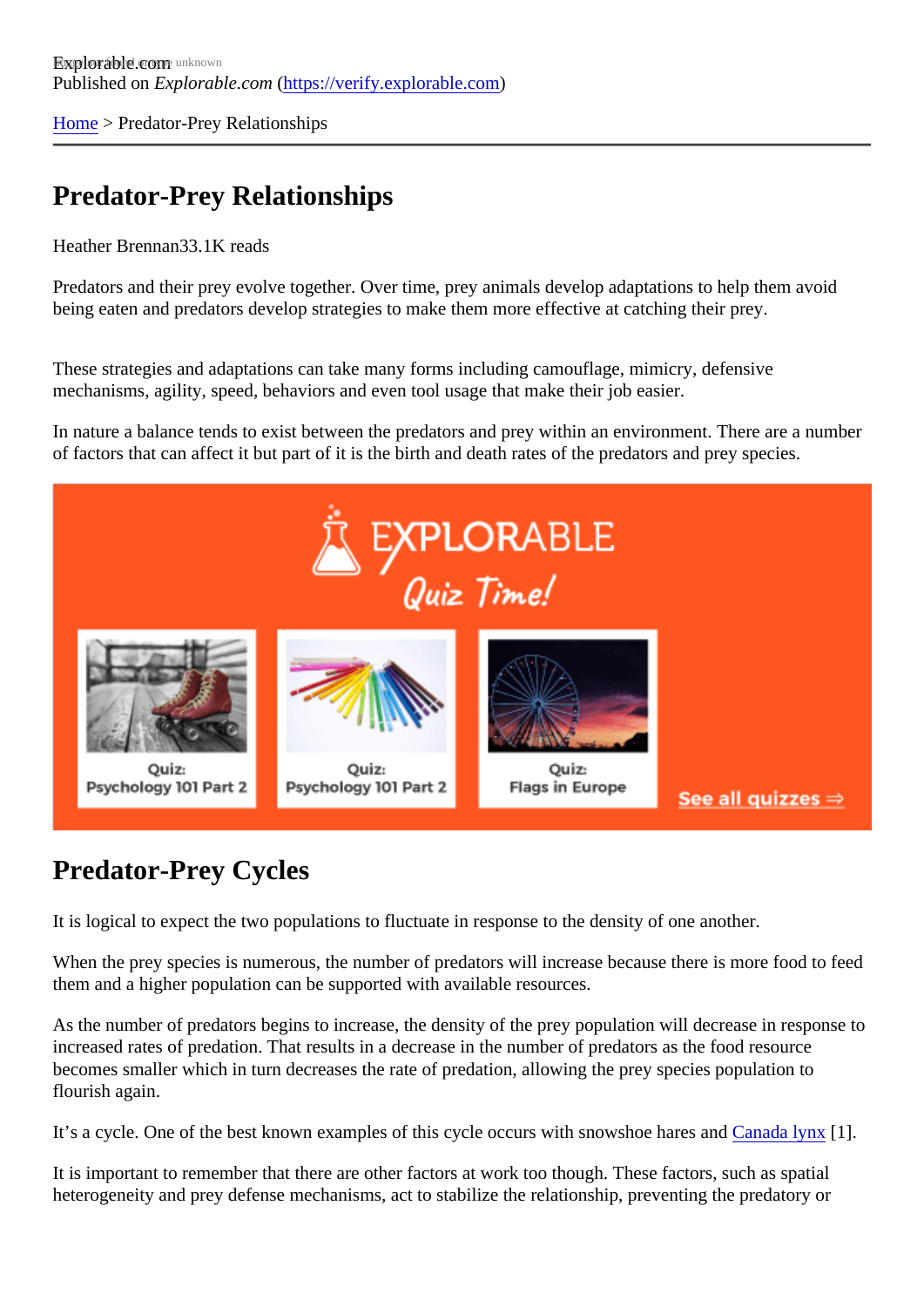Explorable.com
Published on *Explorable.com* (https://verify.explorable.com)

Home > Predator-Prey Relationships

# Predator-Prey Relationships

Heather Brennan33.1K reads

Predators and their prey evolve together. Over time, prey animals develop adaptations to help them avoid being eaten and predators develop strategies to make them more effective at catching their prey.

These strategies and adaptations can take many forms including camouflage, mimicry, defensive mechanisms, agility, speed, behaviors and even tool usage that make their job easier.

In nature a balance tends to exist between the predators and prey within an environment. There are a number of factors that can affect it but part of it is the birth and death rates of the predators and prey species.

## Predator-Prey Cycles

It is logical to expect the two populations to fluctuate in response to the density of one another.

When the prey species is numerous, the number of predators will increase because there is more food to feed them and a higher population can be supported with available resources.

As the number of predators begins to increase, the density of the prey population will decrease in response to increased rates of predation. That results in a decrease in the number of predators as the food resource becomes smaller which in turn decreases the rate of predation, allowing the prey species population to flourish again.

It's a cycle. One of the best known examples of this cycle occurs with snowshoe hares and Canada lynx [1].

It is important to remember that there are other factors at work too though. These factors, such as spatial heterogeneity and prey defense mechanisms, act to stabilize the relationship, preventing the predatory or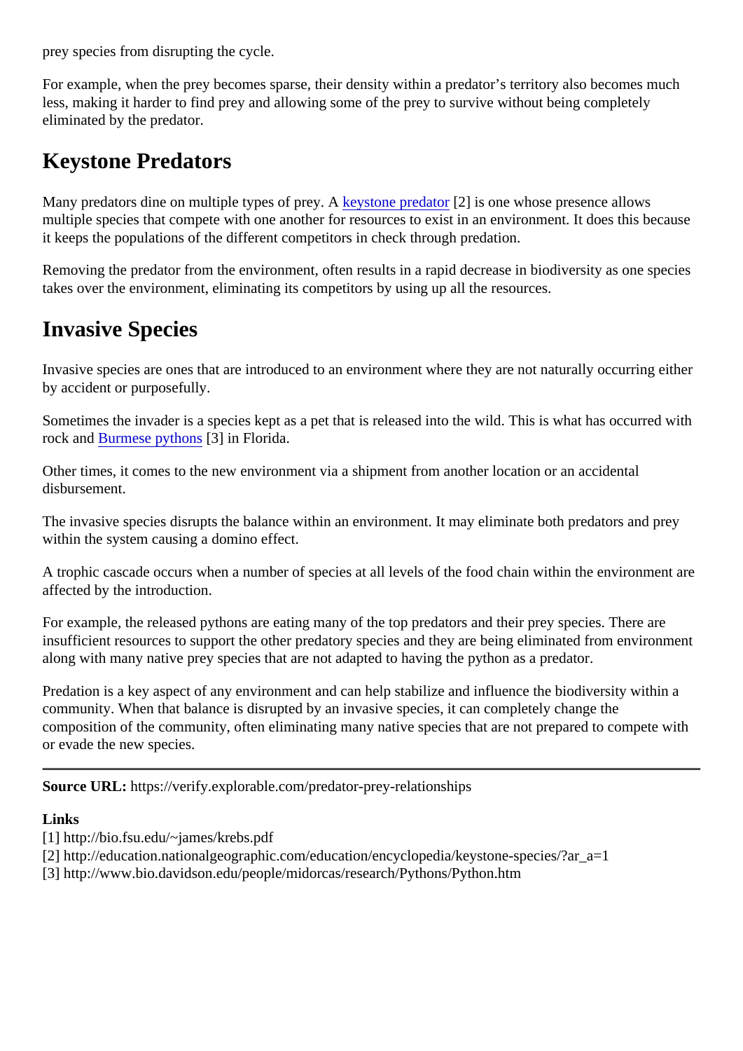prey species from disrupting the cycle.

For example, when the prey becomes sparse, their density within a predator's territory also becomes much less, making it harder to find prey and allowing some of the prey to survive without being completely eliminated by the predator.

## Keystone Predators

Many predators dine on multiple types of prey. A keystone predator [2] is one whose presence allows multiple species that compete with one another for resources to exist in an environment. It does this because it keeps the populations of the different competitors in check through predation.

Removing the predator from the environment, often results in a rapid decrease in biodiversity as one species takes over the environment, eliminating its competitors by using up all the resources.

## Invasive Species

Invasive species are ones that are introduced to an environment where they are not naturally occurring either by accident or purposefully.

Sometimes the invader is a species kept as a pet that is released into the wild. This is what has occurred with rock and Burmese pythons [3] in Florida.

Other times, it comes to the new environment via a shipment from another location or an accidental disbursement.

The invasive species disrupts the balance within an environment. It may eliminate both predators and prey within the system causing a domino effect.

A trophic cascade occurs when a number of species at all levels of the food chain within the environment are affected by the introduction.

For example, the released pythons are eating many of the top predators and their prey species. There are insufficient resources to support the other predatory species and they are being eliminated from environment along with many native prey species that are not adapted to having the python as a predator.

Predation is a key aspect of any environment and can help stabilize and influence the biodiversity within a community. When that balance is disrupted by an invasive species, it can completely change the composition of the community, often eliminating many native species that are not prepared to compete with or evade the new species.

---

**Source URL:** https://verify.explorable.com/predator-prey-relationships

**Links**
[1] http://bio.fsu.edu/~james/krebs.pdf
[2] http://education.nationalgeographic.com/education/encyclopedia/keystone-species/?ar_a=1
[3] http://www.bio.davidson.edu/people/midorcas/research/Pythons/Python.htm